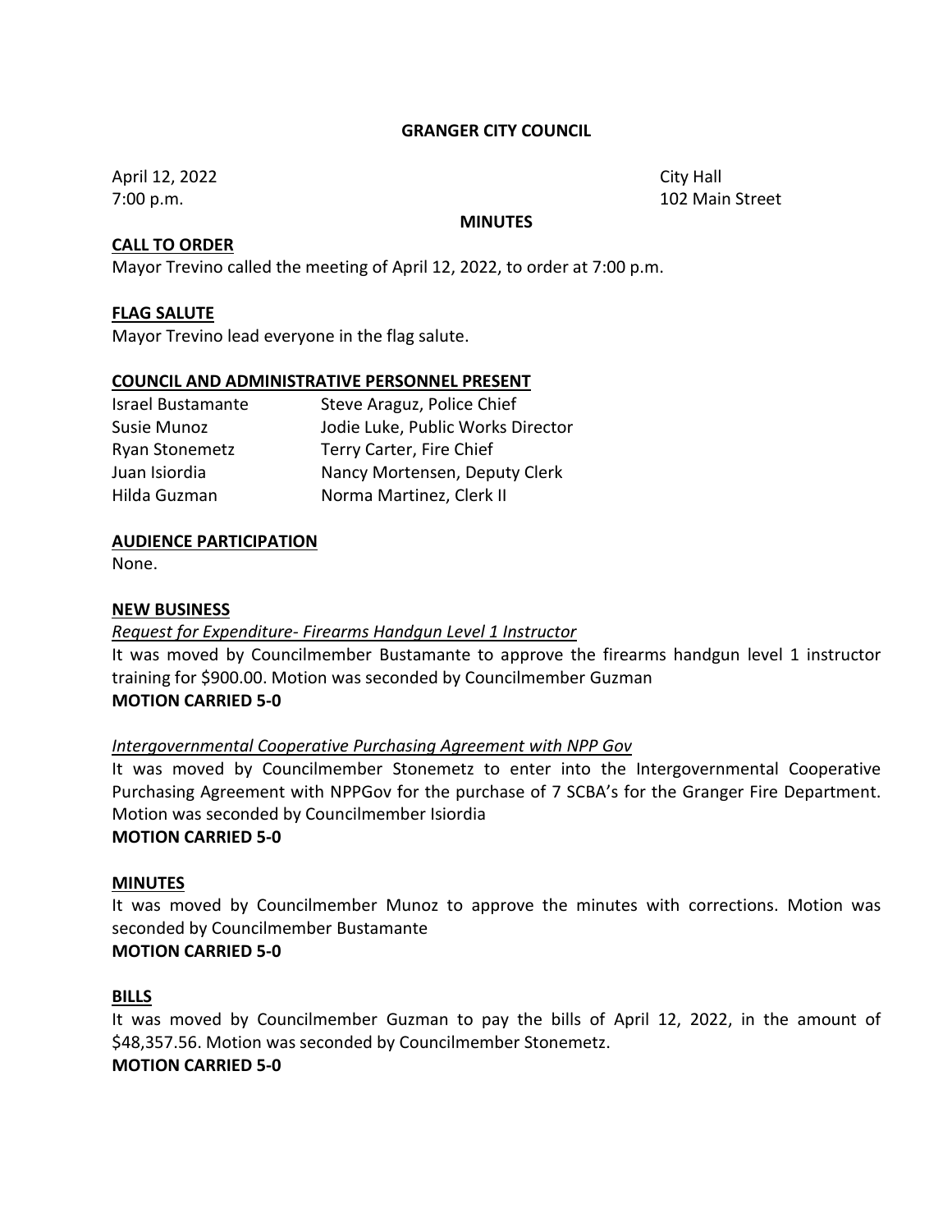# GRANGER CITY COUNCIL

April 12, 2022 City Hall
7:00 p.m. 102 Main Street

## MINUTES

**CALL TO ORDER**

Mayor Trevino called the meeting of April 12, 2022, to order at 7:00 p.m.

**FLAG SALUTE**

Mayor Trevino lead everyone in the flag salute.

**COUNCIL AND ADMINISTRATIVE PERSONNEL PRESENT**

| | |
|---|---|
| Israel Bustamante | Steve Araguz, Police Chief |
| Susie Munoz | Jodie Luke, Public Works Director |
| Ryan Stonemetz | Terry Carter, Fire Chief |
| Juan Isiordia | Nancy Mortensen, Deputy Clerk |
| Hilda Guzman | Norma Martinez, Clerk II |

**AUDIENCE PARTICIPATION**

None.

**NEW BUSINESS**

*Request for Expenditure- Firearms Handgun Level 1 Instructor*

It was moved by Councilmember Bustamante to approve the firearms handgun level 1 instructor training for $900.00. Motion was seconded by Councilmember Guzman

**MOTION CARRIED 5-0**

*Intergovernmental Cooperative Purchasing Agreement with NPP Gov*

It was moved by Councilmember Stonemetz to enter into the Intergovernmental Cooperative Purchasing Agreement with NPPGov for the purchase of 7 SCBA's for the Granger Fire Department. Motion was seconded by Councilmember Isiordia

**MOTION CARRIED 5-0**

**MINUTES**

It was moved by Councilmember Munoz to approve the minutes with corrections. Motion was seconded by Councilmember Bustamante

**MOTION CARRIED 5-0**

**BILLS**

It was moved by Councilmember Guzman to pay the bills of April 12, 2022, in the amount of $48,357.56. Motion was seconded by Councilmember Stonemetz.

**MOTION CARRIED 5-0**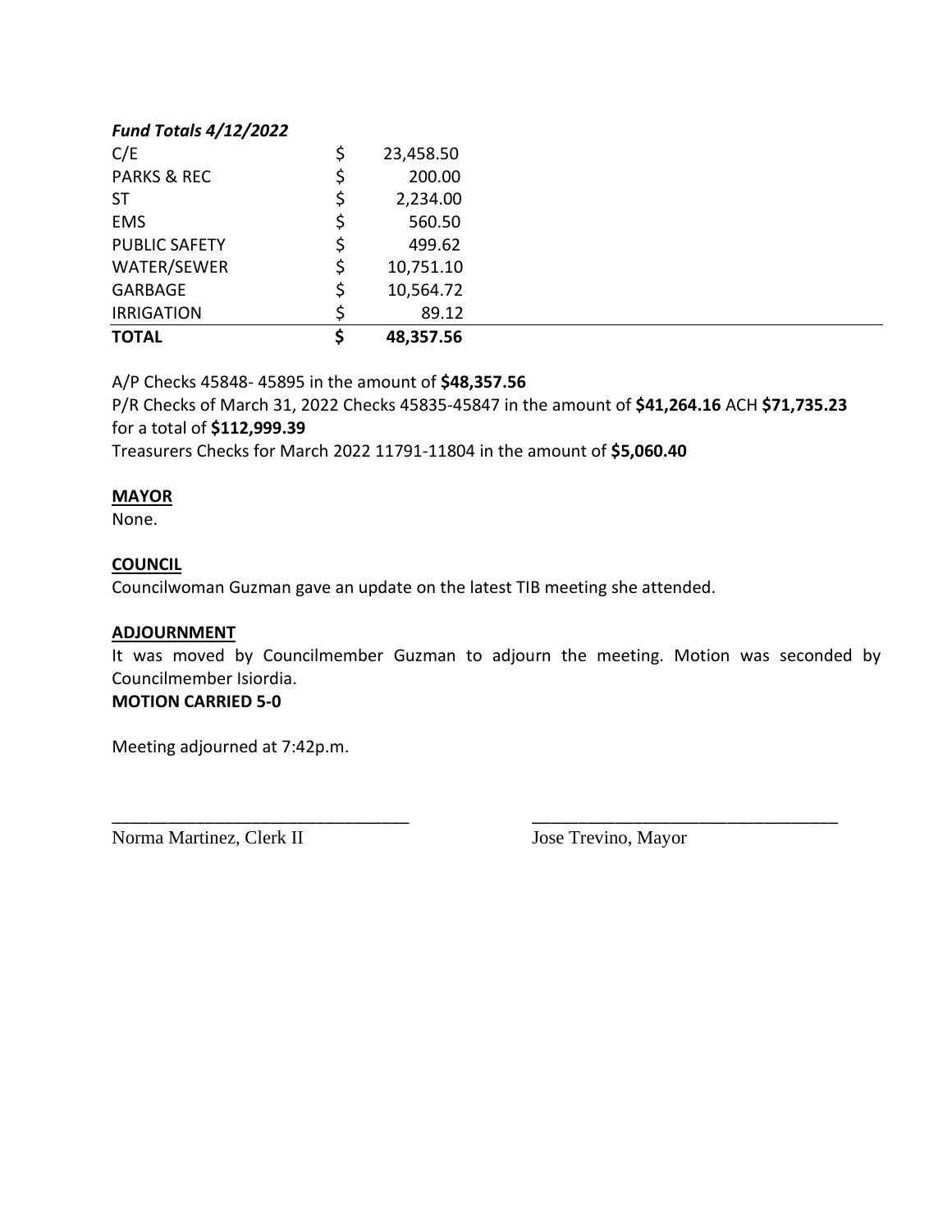***Fund Totals 4/12/2022***

| | | |
|---|---|---|
| C/E | $ | 23,458.50 |
| PARKS & REC | $ | 200.00 |
| ST | $ | 2,234.00 |
| EMS | $ | 560.50 |
| PUBLIC SAFETY | $ | 499.62 |
| WATER/SEWER | $ | 10,751.10 |
| GARBAGE | $ | 10,564.72 |
| IRRIGATION | $ | 89.12 |
| **TOTAL** | **$** | **48,357.56** |

A/P Checks 45848- 45895 in the amount of **$48,357.56**
P/R Checks of March 31, 2022 Checks 45835-45847 in the amount of **$41,264.16** ACH **$71,735.23** for a total of **$112,999.39**
Treasurers Checks for March 2022 11791-11804 in the amount of **$5,060.40**

**MAYOR**

None.

**COUNCIL**

Councilwoman Guzman gave an update on the latest TIB meeting she attended.

**ADJOURNMENT**

It was moved by Councilmember Guzman to adjourn the meeting. Motion was seconded by Councilmember Isiordia.
**MOTION CARRIED 5-0**

Meeting adjourned at 7:42p.m.

_______________________________ _______________________________
Norma Martinez, Clerk II Jose Trevino, Mayor